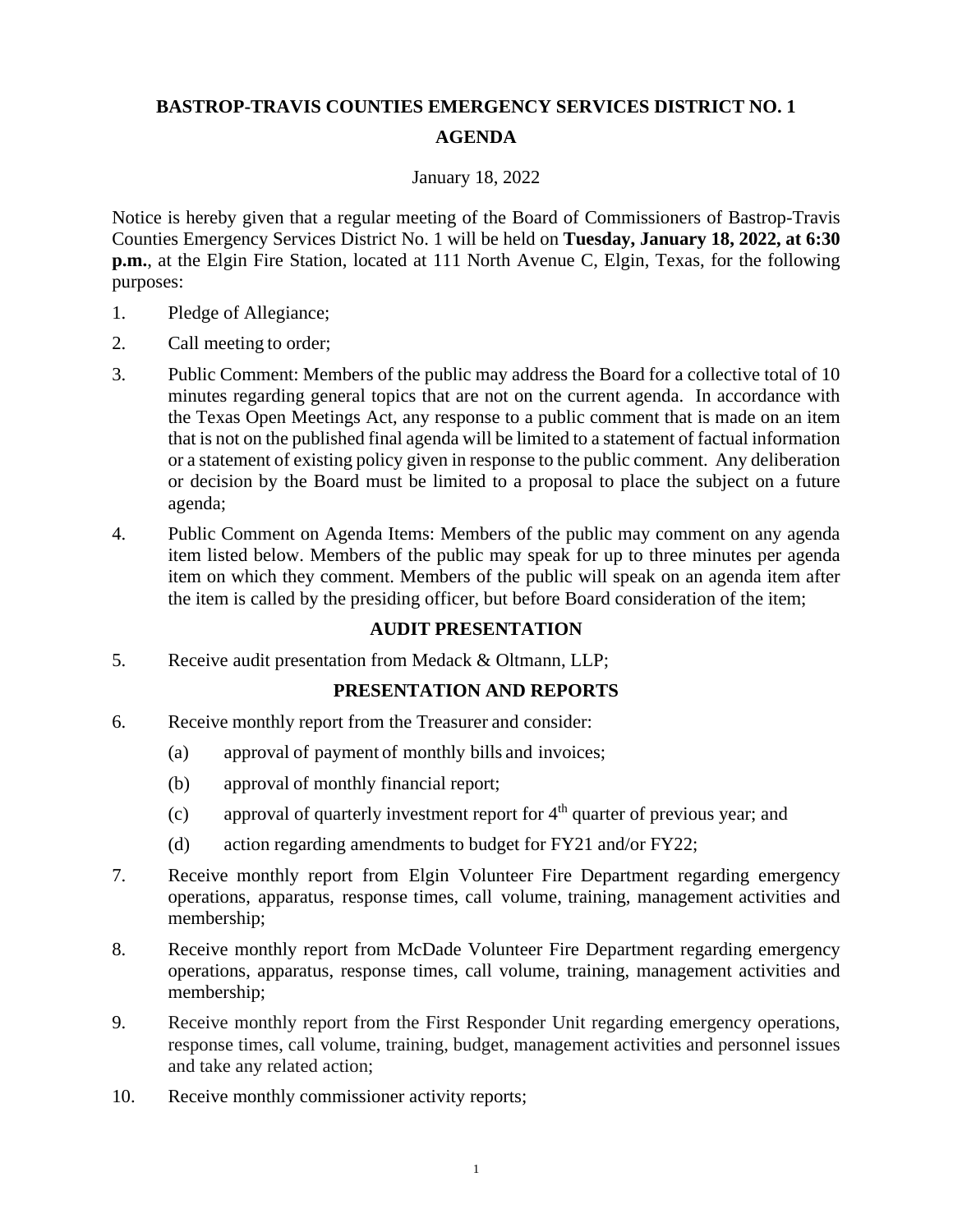# BASTROP-TRAVIS COUNTIES EMERGENCY SERVICES DISTRICT NO. 1

## AGENDA

January 18, 2022

Notice is hereby given that a regular meeting of the Board of Commissioners of Bastrop-Travis Counties Emergency Services District No. 1 will be held on **Tuesday, January 18, 2022, at 6:30 p.m.**, at the Elgin Fire Station, located at 111 North Avenue C, Elgin, Texas, for the following purposes:

1. Pledge of Allegiance;
2. Call meeting to order;
3. Public Comment: Members of the public may address the Board for a collective total of 10 minutes regarding general topics that are not on the current agenda. In accordance with the Texas Open Meetings Act, any response to a public comment that is made on an item that is not on the published final agenda will be limited to a statement of factual information or a statement of existing policy given in response to the public comment. Any deliberation or decision by the Board must be limited to a proposal to place the subject on a future agenda;
4. Public Comment on Agenda Items: Members of the public may comment on any agenda item listed below. Members of the public may speak for up to three minutes per agenda item on which they comment. Members of the public will speak on an agenda item after the item is called by the presiding officer, but before Board consideration of the item;

### AUDIT PRESENTATION

5. Receive audit presentation from Medack & Oltmann, LLP;

### PRESENTATION AND REPORTS

6. Receive monthly report from the Treasurer and consider:
   - (a) approval of payment of monthly bills and invoices;
   - (b) approval of monthly financial report;
   - (c) approval of quarterly investment report for 4th quarter of previous year; and
   - (d) action regarding amendments to budget for FY21 and/or FY22;
7. Receive monthly report from Elgin Volunteer Fire Department regarding emergency operations, apparatus, response times, call volume, training, management activities and membership;
8. Receive monthly report from McDade Volunteer Fire Department regarding emergency operations, apparatus, response times, call volume, training, management activities and membership;
9. Receive monthly report from the First Responder Unit regarding emergency operations, response times, call volume, training, budget, management activities and personnel issues and take any related action;
10. Receive monthly commissioner activity reports;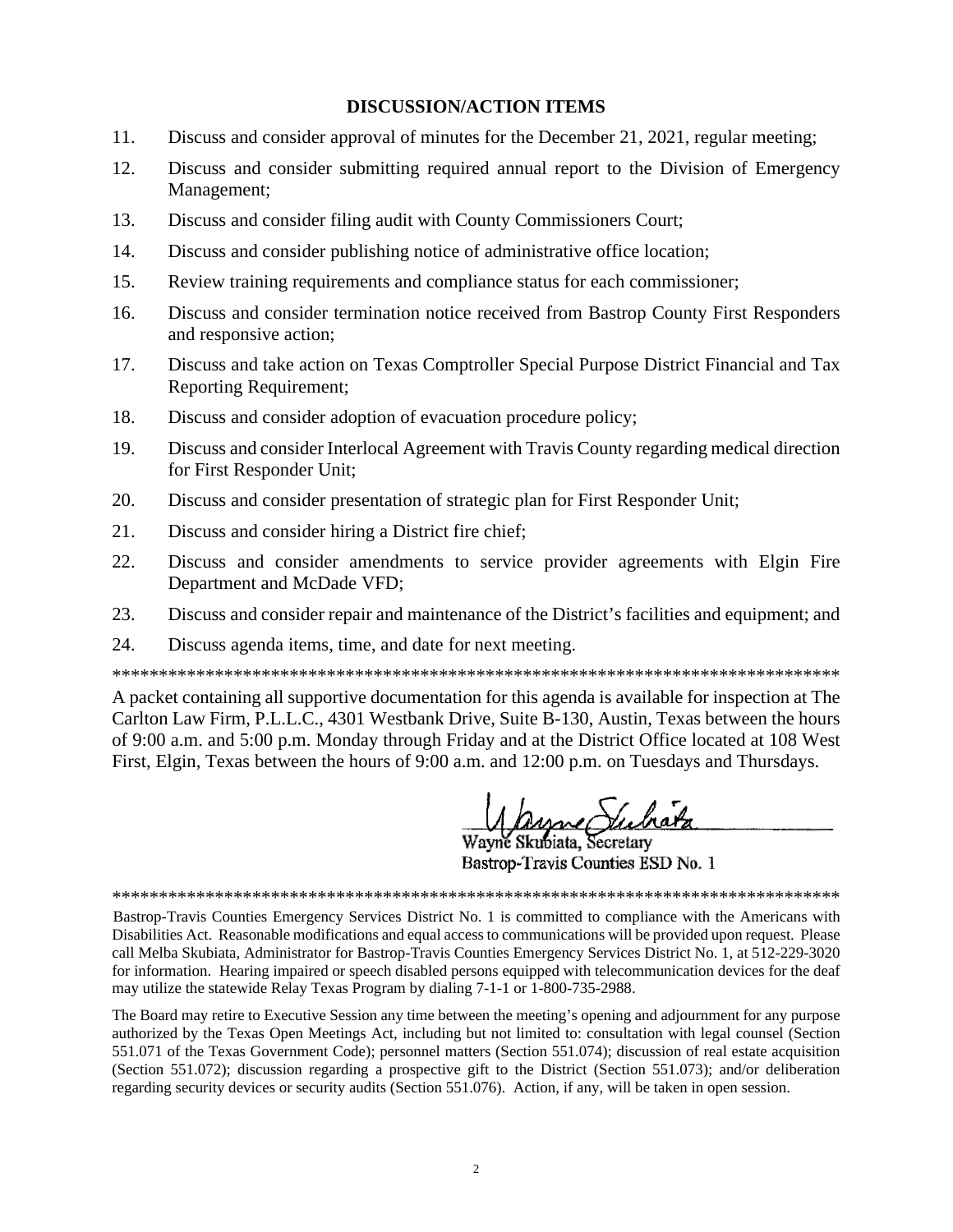## DISCUSSION/ACTION ITEMS

11. Discuss and consider approval of minutes for the December 21, 2021, regular meeting;
12. Discuss and consider submitting required annual report to the Division of Emergency Management;
13. Discuss and consider filing audit with County Commissioners Court;
14. Discuss and consider publishing notice of administrative office location;
15. Review training requirements and compliance status for each commissioner;
16. Discuss and consider termination notice received from Bastrop County First Responders and responsive action;
17. Discuss and take action on Texas Comptroller Special Purpose District Financial and Tax Reporting Requirement;
18. Discuss and consider adoption of evacuation procedure policy;
19. Discuss and consider Interlocal Agreement with Travis County regarding medical direction for First Responder Unit;
20. Discuss and consider presentation of strategic plan for First Responder Unit;
21. Discuss and consider hiring a District fire chief;
22. Discuss and consider amendments to service provider agreements with Elgin Fire Department and McDade VFD;
23. Discuss and consider repair and maintenance of the District's facilities and equipment; and
24. Discuss agenda items, time, and date for next meeting.

********************************************************************************

A packet containing all supportive documentation for this agenda is available for inspection at The Carlton Law Firm, P.L.L.C., 4301 Westbank Drive, Suite B-130, Austin, Texas between the hours of 9:00 a.m. and 5:00 p.m. Monday through Friday and at the District Office located at 108 West First, Elgin, Texas between the hours of 9:00 a.m. and 12:00 p.m. on Tuesdays and Thursdays.

Wayne Skubiata, Secretary
Bastrop-Travis Counties ESD No. 1

********************************************************************************

Bastrop-Travis Counties Emergency Services District No. 1 is committed to compliance with the Americans with Disabilities Act. Reasonable modifications and equal access to communications will be provided upon request. Please call Melba Skubiata, Administrator for Bastrop-Travis Counties Emergency Services District No. 1, at 512-229-3020 for information. Hearing impaired or speech disabled persons equipped with telecommunication devices for the deaf may utilize the statewide Relay Texas Program by dialing 7-1-1 or 1-800-735-2988.

The Board may retire to Executive Session any time between the meeting's opening and adjournment for any purpose authorized by the Texas Open Meetings Act, including but not limited to: consultation with legal counsel (Section 551.071 of the Texas Government Code); personnel matters (Section 551.074); discussion of real estate acquisition (Section 551.072); discussion regarding a prospective gift to the District (Section 551.073); and/or deliberation regarding security devices or security audits (Section 551.076). Action, if any, will be taken in open session.